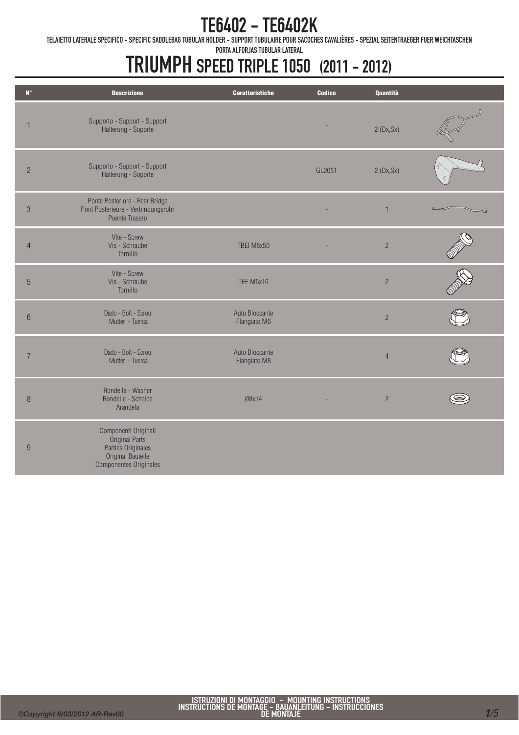# TE6402 - TE6402K

TELAIETTO LATERALE SPECIFICO - SPECIFIC SADDLEBAG TUBULAR HOLDER - SUPPORT TUBULAIRE POUR SACOCHES CAVALIÈRES - SPEZIAL SEITENTRAEGER FUER WEICHTASCHEN PORTA ALFORJAS TUBULAR LATERAL

# TRIUMPH SPEED TRIPLE 1050 (2011 - 2012)

| N° | Descrizione | Caratteristiche | Codice | Quantità | |
|---|---|---|---|---|---|
| 1 | Supporto - Support - Support Halterung - Soporte | | - | 2 (Dx,Sx) | |
| 2 | Supporto - Support - Support Halterung - Soporte | | GL2051 | 2 (Dx,Sx) | |
| 3 | Ponte Posteriore - Rear Bridge Pont Posterieure - Verbindungsrohr Puente Trasero | | - | 1 | |
| 4 | Vite - Screw Vis - Schraube Tornillo | TBEI M8x50 | - | 2 | |
| 5 | Vite - Screw Vis - Schraube Tornillo | TEF M6x16 | | 2 | |
| 6 | Dado - Bolt - Ecrou Mutter - Tuerca | Auto Bloccante Flangiato M6 | | 2 | |
| 7 | Dado - Bolt - Ecrou Mutter - Tuerca | Auto Bloccante Flangiato M8 | | 4 | |
| 8 | Rondella - Washer Rondelle - Scheibe Arandela | Ø8x14 | - | 2 | |
| 9 | Componenti Originali Original Parts Parties Originales Original Bauteile Componentes Originales | | | | |

ISTRUZIONI DI MONTAGGIO - MOUNTING INSTRUCTIONS
INSTRUCTIONS DE MONTAGE - BAUANLEITUNG - INSTRUCCIONES DE MONTAJE

©Copyright 6/03/2012 AR-Rev00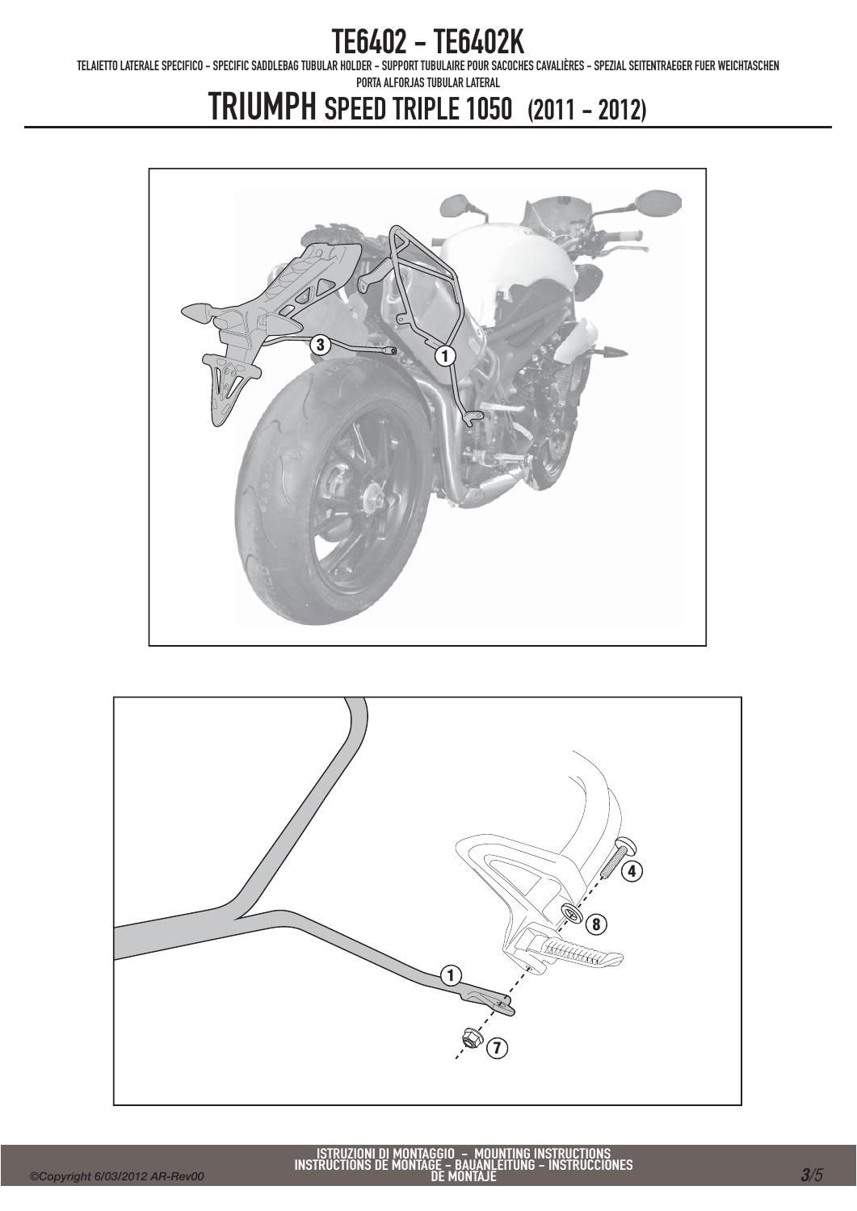# TE6402 - TE6402K

TELAIETTO LATERALE SPECIFICO - SPECIFIC SADDLEBAG TUBULAR HOLDER - SUPPORT TUBULAIRE POUR SACOCHES CAVALIÈRES - SPEZIAL SEITENTRAEGER FUER WEICHTASCHEN PORTA ALFORJAS TUBULAR LATERAL

# TRIUMPH SPEED TRIPLE 1050 (2011 - 2012)

3

1

1

4

8

7

ISTRUZIONI DI MONTAGGIO - MOUNTING INSTRUCTIONS
INSTRUCTIONS DE MONTAGE - BAUANLEITUNG - INSTRUCCIONES DE MONTAJE

©Copyright 6/03/2012 AR-Rev00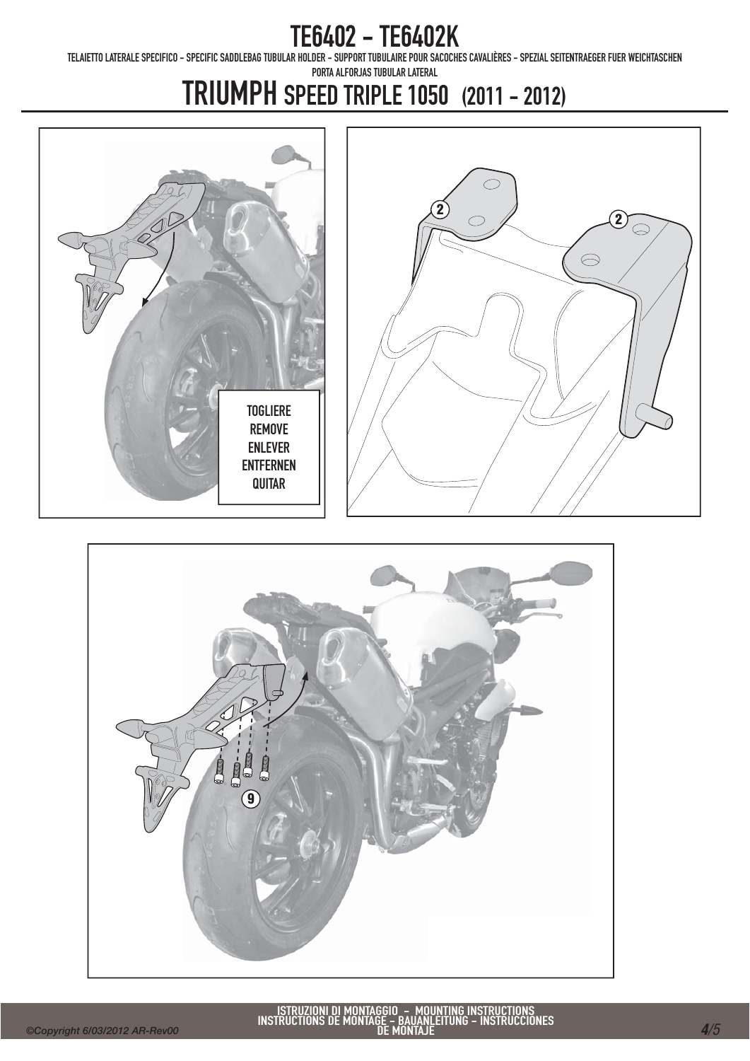# TE6402 - TE6402K

TELAIETTO LATERALE SPECIFICO - SPECIFIC SADDLEBAG TUBULAR HOLDER - SUPPORT TUBULAIRE POUR SACOCHES CAVALIÈRES - SPEZIAL SEITENTRAEGER FUER WEICHTASCHEN PORTA ALFORJAS TUBULAR LATERAL

# TRIUMPH SPEED TRIPLE 1050 (2011 - 2012)

TOGLIERE
REMOVE
ENLEVER
ENTFERNEN
QUITAR

2

2

9

ISTRUZIONI DI MONTAGGIO - MOUNTING INSTRUCTIONS
INSTRUCTIONS DE MONTAGE - BAUANLEITUNG - INSTRUCCIONES DE MONTAJE

©Copyright 6/03/2012 AR-Rev00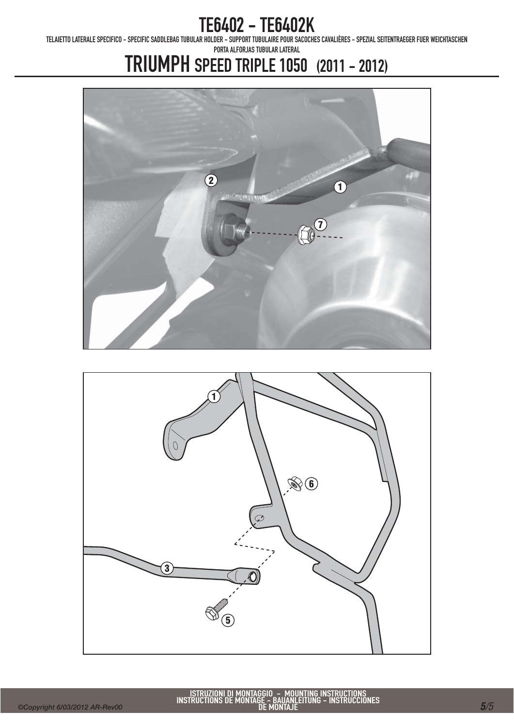# TE6402 - TE6402K

TELAIETTO LATERALE SPECIFICO - SPECIFIC SADDLEBAG TUBULAR HOLDER - SUPPORT TUBULAIRE POUR SACOCHES CAVALIÈRES - SPEZIAL SEITENTRAEGER FUER WEICHTASCHEN
PORTA ALFORJAS TUBULAR LATERAL

# TRIUMPH SPEED TRIPLE 1050 (2011 - 2012)

2
1
7

1
6
3
5

ISTRUZIONI DI MONTAGGIO - MOUNTING INSTRUCTIONS
INSTRUCTIONS DE MONTAGE - BAUANLEITUNG - INSTRUCCIONES DE MONTAJE

*©Copyright 6/03/2012 AR-Rev00*